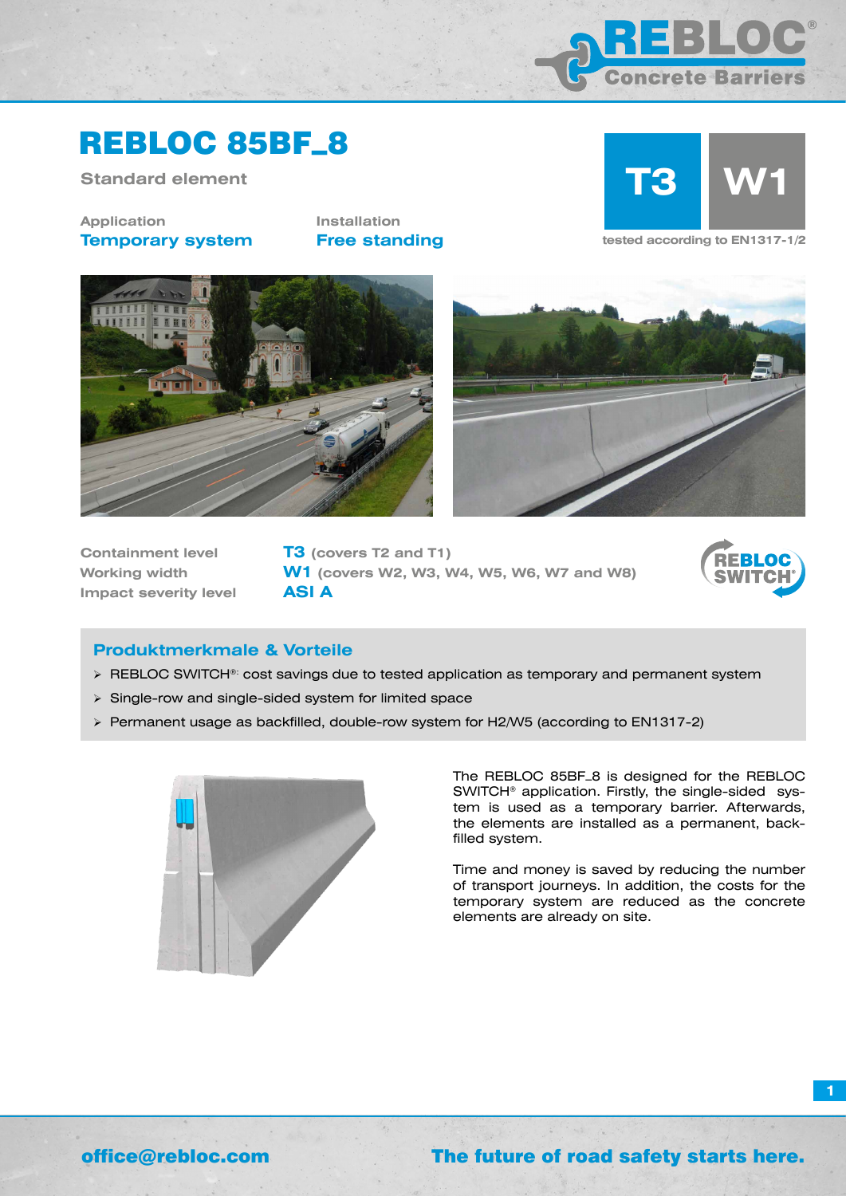# REBLOC 85BF_8

Standard element

| Application | Installation |
| --- | --- |
| **Temporary system** | **Free standing** |

**T3** **W1**

tested according to EN1317-1/2

| | |
| --- | --- |
| Containment level | **T3** (covers T2 and T1) |
| Working width | **W1** (covers W2, W3, W4, W5, W6, W7 and W8) |
| Impact severity level | **ASI A** |

REBLOC SWITCH®

## Produktmerkmale & Vorteile

- REBLOC SWITCH®: cost savings due to tested application as temporary and permanent system
- Single-row and single-sided system for limited space
- Permanent usage as backfilled, double-row system for H2/W5 (according to EN1317-2)

The REBLOC 85BF_8 is designed for the REBLOC SWITCH® application. Firstly, the single-sided system is used as a temporary barrier. Afterwards, the elements are installed as a permanent, backfilled system.

Time and money is saved by reducing the number of transport journeys. In addition, the costs for the temporary system are reduced as the concrete elements are already on site.

office@rebloc.com

The future of road safety starts here.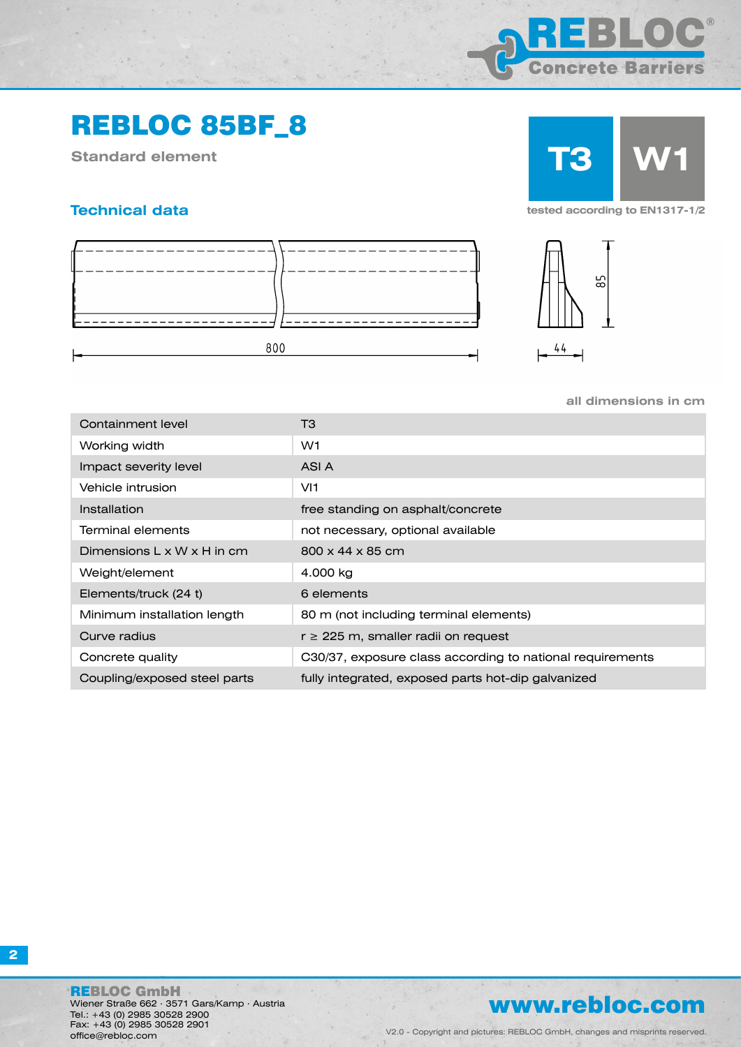# REBLOC 85BF_8

**Standard element**

**T3** **W1**

tested according to EN1317-1/2

## Technical data

800

44

85

all dimensions in cm

| | |
|---|---|
| Containment level | T3 |
| Working width | W1 |
| Impact severity level | ASI A |
| Vehicle intrusion | VI1 |
| Installation | free standing on asphalt/concrete |
| Terminal elements | not necessary, optional available |
| Dimensions L x W x H in cm | 800 x 44 x 85 cm |
| Weight/element | 4.000 kg |
| Elements/truck (24 t) | 6 elements |
| Minimum installation length | 80 m (not including terminal elements) |
| Curve radius | r ≥ 225 m, smaller radii on request |
| Concrete quality | C30/37, exposure class according to national requirements |
| Coupling/exposed steel parts | fully integrated, exposed parts hot-dip galvanized |

**REBLOC GmbH**
Wiener Straße 662 · 3571 Gars/Kamp · Austria
Tel.: +43 (0) 2985 30528 2900
Fax: +43 (0) 2985 30528 2901
office@rebloc.com

**www.rebloc.com**

V2.0 - Copyright and pictures: REBLOC GmbH, changes and misprints reserved.